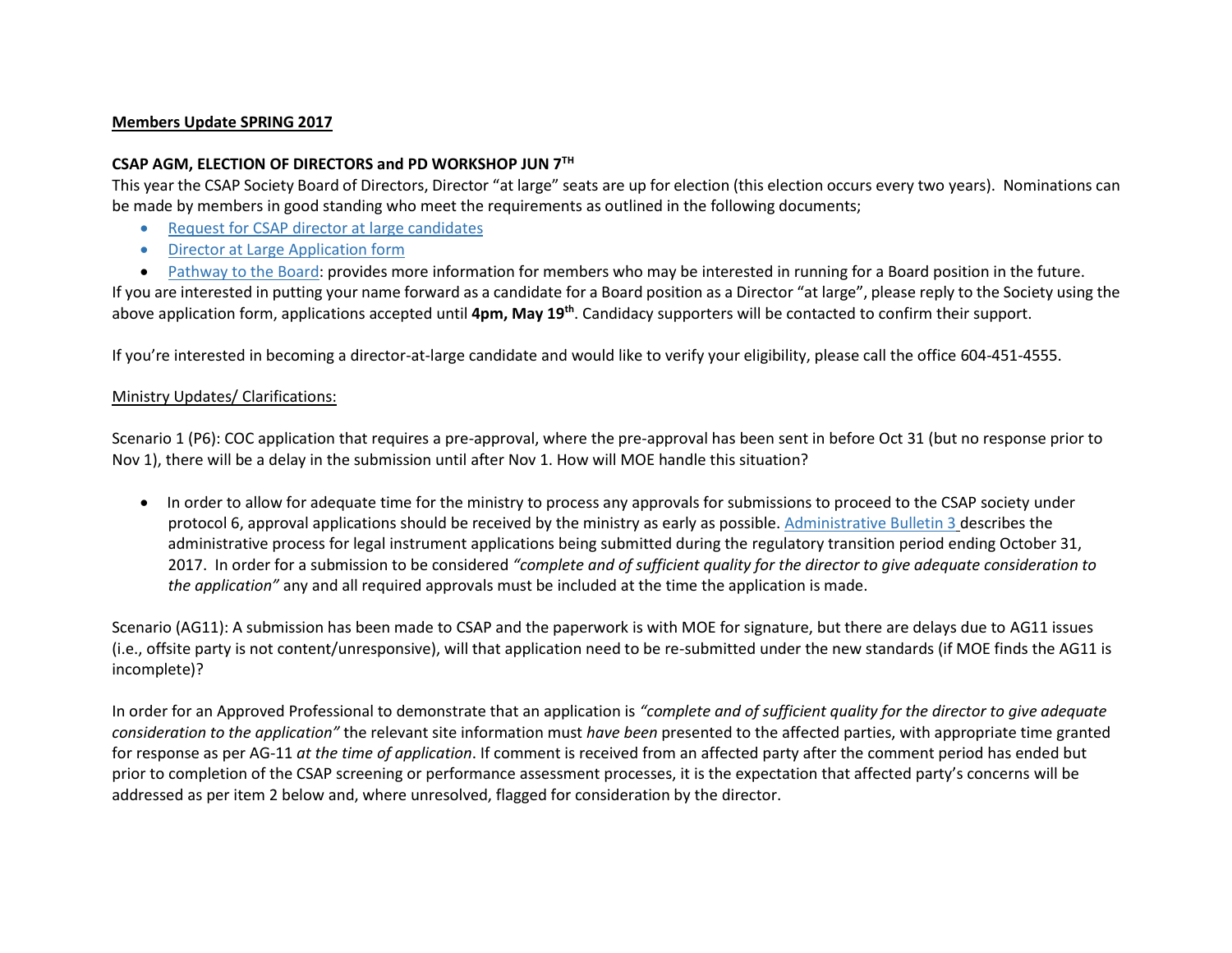**Members Update SPRING 2017**

**CSAP AGM, ELECTION OF DIRECTORS and PD WORKSHOP JUN 7TH**

This year the CSAP Society Board of Directors, Director "at large" seats are up for election (this election occurs every two years). Nominations can be made by members in good standing who meet the requirements as outlined in the following documents;

- Request for CSAP director at large candidates
- Director at Large Application form
- Pathway to the Board: provides more information for members who may be interested in running for a Board position in the future.

If you are interested in putting your name forward as a candidate for a Board position as a Director "at large", please reply to the Society using the above application form, applications accepted until **4pm, May 19th**. Candidacy supporters will be contacted to confirm their support.

If you're interested in becoming a director-at-large candidate and would like to verify your eligibility, please call the office 604-451-4555.

Ministry Updates/ Clarifications:

Scenario 1 (P6): COC application that requires a pre-approval, where the pre-approval has been sent in before Oct 31 (but no response prior to Nov 1), there will be a delay in the submission until after Nov 1. How will MOE handle this situation?

- In order to allow for adequate time for the ministry to process any approvals for submissions to proceed to the CSAP society under protocol 6, approval applications should be received by the ministry as early as possible. Administrative Bulletin 3 describes the administrative process for legal instrument applications being submitted during the regulatory transition period ending October 31, 2017. In order for a submission to be considered *"complete and of sufficient quality for the director to give adequate consideration to the application"* any and all required approvals must be included at the time the application is made.

Scenario (AG11): A submission has been made to CSAP and the paperwork is with MOE for signature, but there are delays due to AG11 issues (i.e., offsite party is not content/unresponsive), will that application need to be re-submitted under the new standards (if MOE finds the AG11 is incomplete)?

In order for an Approved Professional to demonstrate that an application is *"complete and of sufficient quality for the director to give adequate consideration to the application"* the relevant site information must *have been* presented to the affected parties, with appropriate time granted for response as per AG-11 *at the time of application*. If comment is received from an affected party after the comment period has ended but prior to completion of the CSAP screening or performance assessment processes, it is the expectation that affected party's concerns will be addressed as per item 2 below and, where unresolved, flagged for consideration by the director.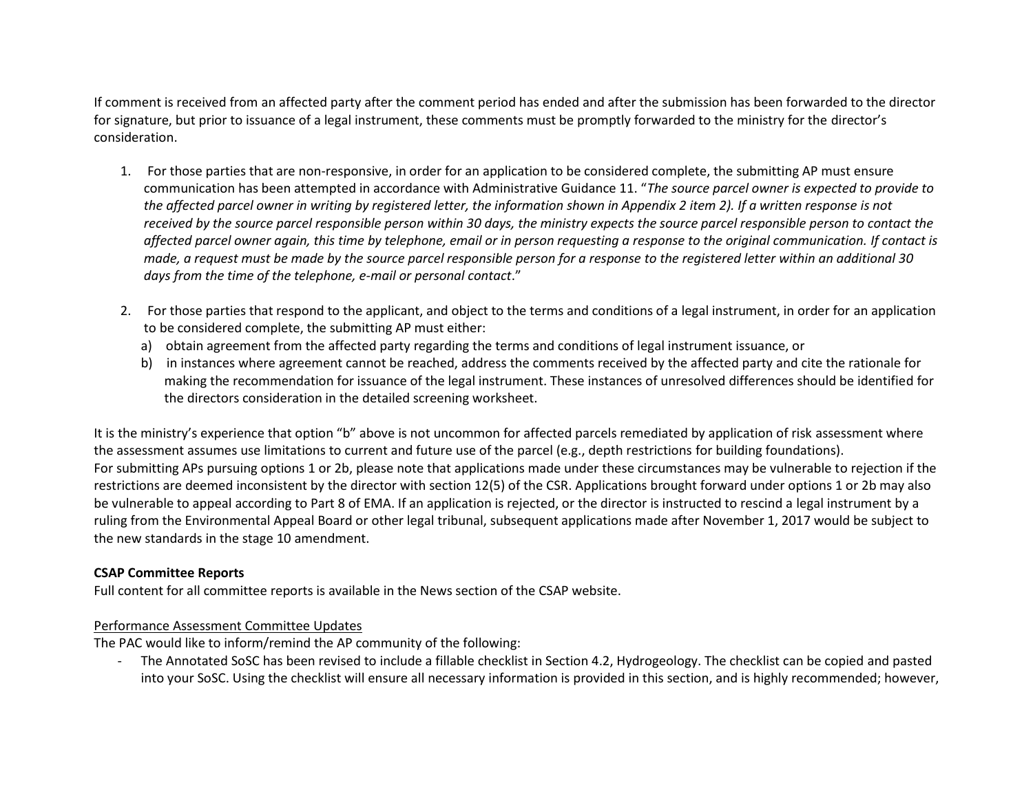If comment is received from an affected party after the comment period has ended and after the submission has been forwarded to the director for signature, but prior to issuance of a legal instrument, these comments must be promptly forwarded to the ministry for the director's consideration.

1. For those parties that are non-responsive, in order for an application to be considered complete, the submitting AP must ensure communication has been attempted in accordance with Administrative Guidance 11. "*The source parcel owner is expected to provide to the affected parcel owner in writing by registered letter, the information shown in Appendix 2 item 2). If a written response is not received by the source parcel responsible person within 30 days, the ministry expects the source parcel responsible person to contact the affected parcel owner again, this time by telephone, email or in person requesting a response to the original communication. If contact is made, a request must be made by the source parcel responsible person for a response to the registered letter within an additional 30 days from the time of the telephone, e-mail or personal contact*."

2. For those parties that respond to the applicant, and object to the terms and conditions of a legal instrument, in order for an application to be considered complete, the submitting AP must either:
   a) obtain agreement from the affected party regarding the terms and conditions of legal instrument issuance, or
   b) in instances where agreement cannot be reached, address the comments received by the affected party and cite the rationale for making the recommendation for issuance of the legal instrument. These instances of unresolved differences should be identified for the directors consideration in the detailed screening worksheet.

It is the ministry's experience that option "b" above is not uncommon for affected parcels remediated by application of risk assessment where the assessment assumes use limitations to current and future use of the parcel (e.g., depth restrictions for building foundations).
For submitting APs pursuing options 1 or 2b, please note that applications made under these circumstances may be vulnerable to rejection if the restrictions are deemed inconsistent by the director with section 12(5) of the CSR. Applications brought forward under options 1 or 2b may also be vulnerable to appeal according to Part 8 of EMA. If an application is rejected, or the director is instructed to rescind a legal instrument by a ruling from the Environmental Appeal Board or other legal tribunal, subsequent applications made after November 1, 2017 would be subject to the new standards in the stage 10 amendment.

**CSAP Committee Reports**

Full content for all committee reports is available in the News section of the CSAP website.

Performance Assessment Committee Updates

The PAC would like to inform/remind the AP community of the following:

- The Annotated SoSC has been revised to include a fillable checklist in Section 4.2, Hydrogeology. The checklist can be copied and pasted into your SoSC. Using the checklist will ensure all necessary information is provided in this section, and is highly recommended; however,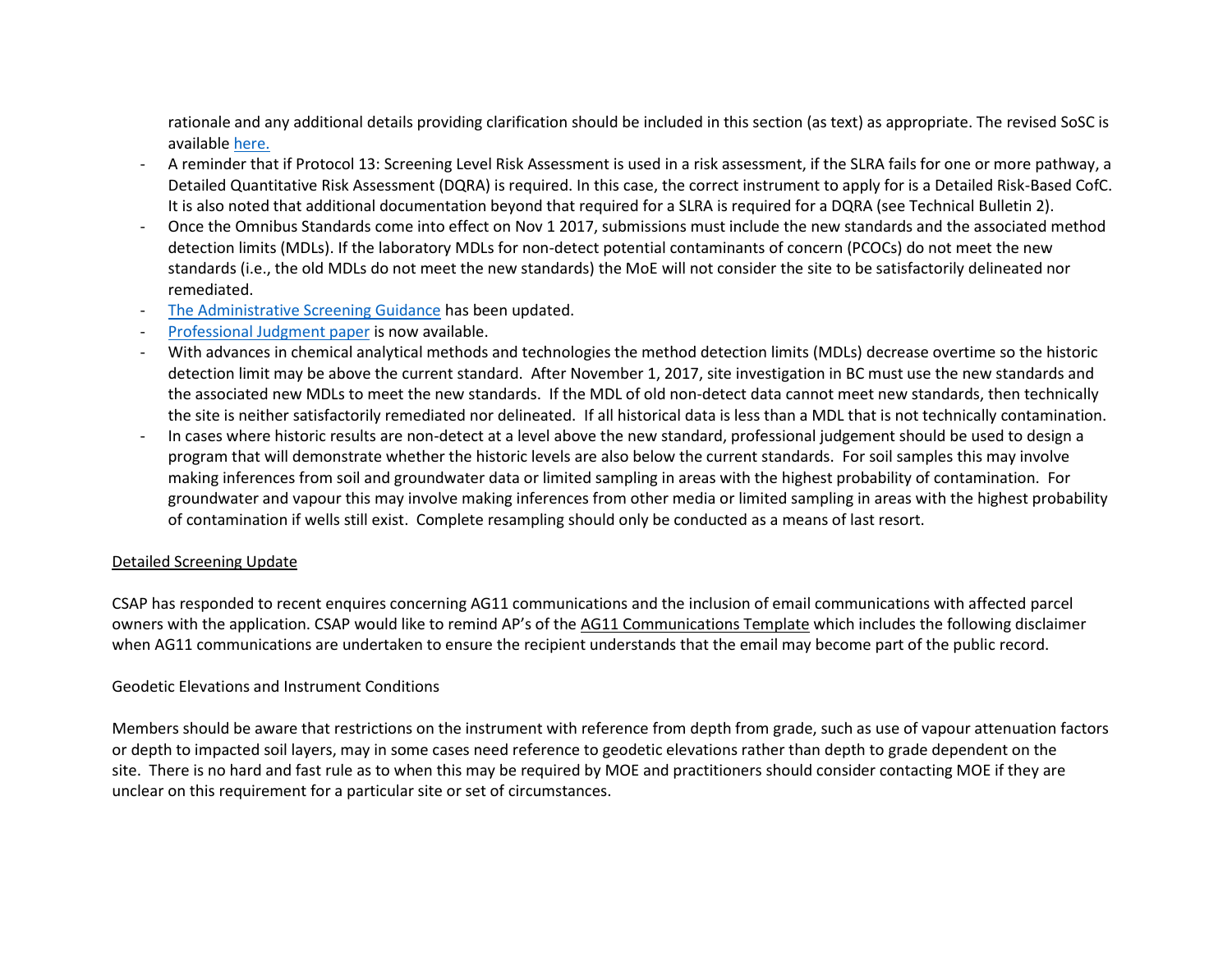rationale and any additional details providing clarification should be included in this section (as text) as appropriate. The revised SoSC is available here.

- A reminder that if Protocol 13: Screening Level Risk Assessment is used in a risk assessment, if the SLRA fails for one or more pathway, a Detailed Quantitative Risk Assessment (DQRA) is required. In this case, the correct instrument to apply for is a Detailed Risk-Based CofC. It is also noted that additional documentation beyond that required for a SLRA is required for a DQRA (see Technical Bulletin 2).
- Once the Omnibus Standards come into effect on Nov 1 2017, submissions must include the new standards and the associated method detection limits (MDLs). If the laboratory MDLs for non-detect potential contaminants of concern (PCOCs) do not meet the new standards (i.e., the old MDLs do not meet the new standards) the MoE will not consider the site to be satisfactorily delineated nor remediated.
- The Administrative Screening Guidance has been updated.
- Professional Judgment paper is now available.
- With advances in chemical analytical methods and technologies the method detection limits (MDLs) decrease overtime so the historic detection limit may be above the current standard. After November 1, 2017, site investigation in BC must use the new standards and the associated new MDLs to meet the new standards. If the MDL of old non-detect data cannot meet new standards, then technically the site is neither satisfactorily remediated nor delineated. If all historical data is less than a MDL that is not technically contamination.
- In cases where historic results are non-detect at a level above the new standard, professional judgement should be used to design a program that will demonstrate whether the historic levels are also below the current standards. For soil samples this may involve making inferences from soil and groundwater data or limited sampling in areas with the highest probability of contamination. For groundwater and vapour this may involve making inferences from other media or limited sampling in areas with the highest probability of contamination if wells still exist. Complete resampling should only be conducted as a means of last resort.

Detailed Screening Update

CSAP has responded to recent enquires concerning AG11 communications and the inclusion of email communications with affected parcel owners with the application. CSAP would like to remind AP's of the AG11 Communications Template which includes the following disclaimer when AG11 communications are undertaken to ensure the recipient understands that the email may become part of the public record.

Geodetic Elevations and Instrument Conditions

Members should be aware that restrictions on the instrument with reference from depth from grade, such as use of vapour attenuation factors or depth to impacted soil layers, may in some cases need reference to geodetic elevations rather than depth to grade dependent on the site. There is no hard and fast rule as to when this may be required by MOE and practitioners should consider contacting MOE if they are unclear on this requirement for a particular site or set of circumstances.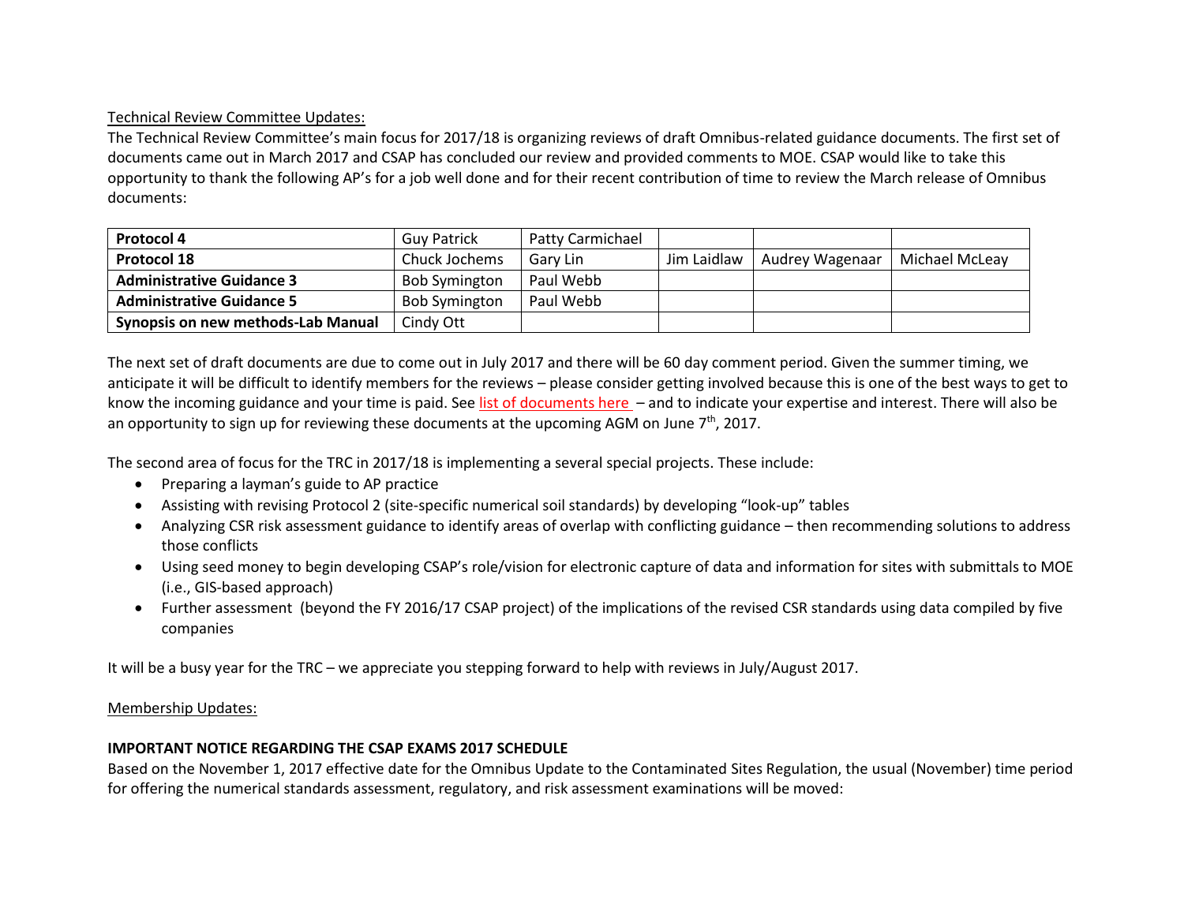Technical Review Committee Updates:

The Technical Review Committee's main focus for 2017/18 is organizing reviews of draft Omnibus-related guidance documents. The first set of documents came out in March 2017 and CSAP has concluded our review and provided comments to MOE. CSAP would like to take this opportunity to thank the following AP's for a job well done and for their recent contribution of time to review the March release of Omnibus documents:

| | | | | | |
|---|---|---|---|---|---|
| **Protocol 4** | Guy Patrick | Patty Carmichael | | | |
| **Protocol 18** | Chuck Jochems | Gary Lin | Jim Laidlaw | Audrey Wagenaar | Michael McLeay |
| **Administrative Guidance 3** | Bob Symington | Paul Webb | | | |
| **Administrative Guidance 5** | Bob Symington | Paul Webb | | | |
| **Synopsis on new methods-Lab Manual** | Cindy Ott | | | | |

The next set of draft documents are due to come out in July 2017 and there will be 60 day comment period. Given the summer timing, we anticipate it will be difficult to identify members for the reviews – please consider getting involved because this is one of the best ways to get to know the incoming guidance and your time is paid. See list of documents here – and to indicate your expertise and interest. There will also be an opportunity to sign up for reviewing these documents at the upcoming AGM on June 7th, 2017.

The second area of focus for the TRC in 2017/18 is implementing a several special projects. These include:

- Preparing a layman's guide to AP practice
- Assisting with revising Protocol 2 (site-specific numerical soil standards) by developing "look-up" tables
- Analyzing CSR risk assessment guidance to identify areas of overlap with conflicting guidance – then recommending solutions to address those conflicts
- Using seed money to begin developing CSAP's role/vision for electronic capture of data and information for sites with submittals to MOE (i.e., GIS-based approach)
- Further assessment (beyond the FY 2016/17 CSAP project) of the implications of the revised CSR standards using data compiled by five companies

It will be a busy year for the TRC – we appreciate you stepping forward to help with reviews in July/August 2017.

Membership Updates:

**IMPORTANT NOTICE REGARDING THE CSAP EXAMS 2017 SCHEDULE**

Based on the November 1, 2017 effective date for the Omnibus Update to the Contaminated Sites Regulation, the usual (November) time period for offering the numerical standards assessment, regulatory, and risk assessment examinations will be moved: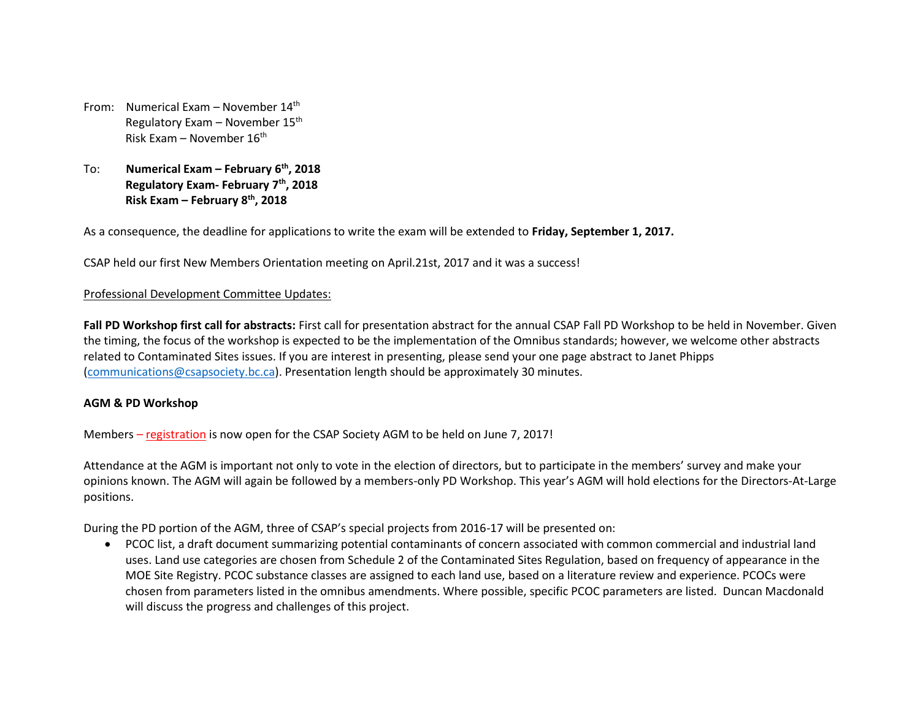From: Numerical Exam – November 14th
Regulatory Exam – November 15th
Risk Exam – November 16th

To: **Numerical Exam – February 6th, 2018**
**Regulatory Exam- February 7th, 2018**
**Risk Exam – February 8th, 2018**

As a consequence, the deadline for applications to write the exam will be extended to **Friday, September 1, 2017.**

CSAP held our first New Members Orientation meeting on April.21st, 2017 and it was a success!

Professional Development Committee Updates:

**Fall PD Workshop first call for abstracts:** First call for presentation abstract for the annual CSAP Fall PD Workshop to be held in November. Given the timing, the focus of the workshop is expected to be the implementation of the Omnibus standards; however, we welcome other abstracts related to Contaminated Sites issues. If you are interest in presenting, please send your one page abstract to Janet Phipps (communications@csapsociety.bc.ca). Presentation length should be approximately 30 minutes.

**AGM & PD Workshop**

Members – registration is now open for the CSAP Society AGM to be held on June 7, 2017!

Attendance at the AGM is important not only to vote in the election of directors, but to participate in the members' survey and make your opinions known. The AGM will again be followed by a members-only PD Workshop. This year's AGM will hold elections for the Directors-At-Large positions.

During the PD portion of the AGM, three of CSAP's special projects from 2016-17 will be presented on:

- PCOC list, a draft document summarizing potential contaminants of concern associated with common commercial and industrial land uses. Land use categories are chosen from Schedule 2 of the Contaminated Sites Regulation, based on frequency of appearance in the MOE Site Registry. PCOC substance classes are assigned to each land use, based on a literature review and experience. PCOCs were chosen from parameters listed in the omnibus amendments. Where possible, specific PCOC parameters are listed. Duncan Macdonald will discuss the progress and challenges of this project.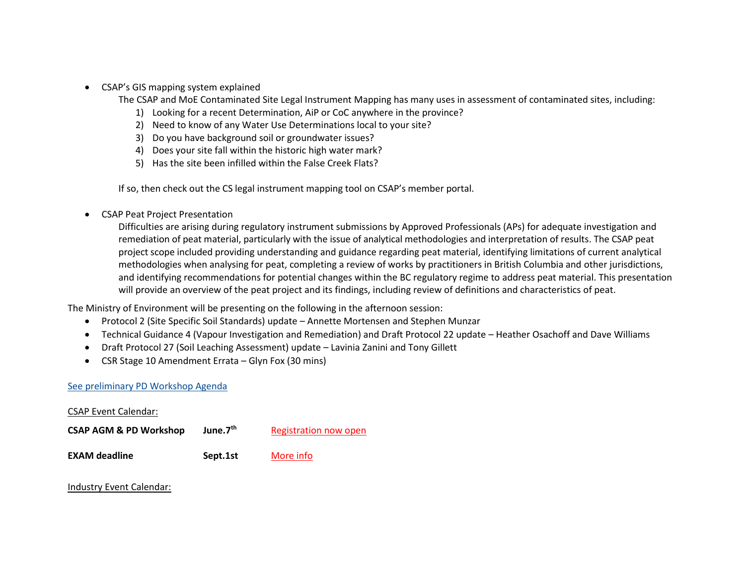- CSAP's GIS mapping system explained

  The CSAP and MoE Contaminated Site Legal Instrument Mapping has many uses in assessment of contaminated sites, including:

  1) Looking for a recent Determination, AiP or CoC anywhere in the province?
  2) Need to know of any Water Use Determinations local to your site?
  3) Do you have background soil or groundwater issues?
  4) Does your site fall within the historic high water mark?
  5) Has the site been infilled within the False Creek Flats?

  If so, then check out the CS legal instrument mapping tool on CSAP's member portal.

- CSAP Peat Project Presentation

  Difficulties are arising during regulatory instrument submissions by Approved Professionals (APs) for adequate investigation and remediation of peat material, particularly with the issue of analytical methodologies and interpretation of results. The CSAP peat project scope included providing understanding and guidance regarding peat material, identifying limitations of current analytical methodologies when analysing for peat, completing a review of works by practitioners in British Columbia and other jurisdictions, and identifying recommendations for potential changes within the BC regulatory regime to address peat material. This presentation will provide an overview of the peat project and its findings, including review of definitions and characteristics of peat.

The Ministry of Environment will be presenting on the following in the afternoon session:

- Protocol 2 (Site Specific Soil Standards) update – Annette Mortensen and Stephen Munzar
- Technical Guidance 4 (Vapour Investigation and Remediation) and Draft Protocol 22 update – Heather Osachoff and Dave Williams
- Draft Protocol 27 (Soil Leaching Assessment) update – Lavinia Zanini and Tony Gillett
- CSR Stage 10 Amendment Errata – Glyn Fox (30 mins)

See preliminary PD Workshop Agenda

CSAP Event Calendar:

| | | |
|---|---|---|
| **CSAP AGM & PD Workshop** | **June.7th** | Registration now open |
| **EXAM deadline** | **Sept.1st** | More info |

Industry Event Calendar: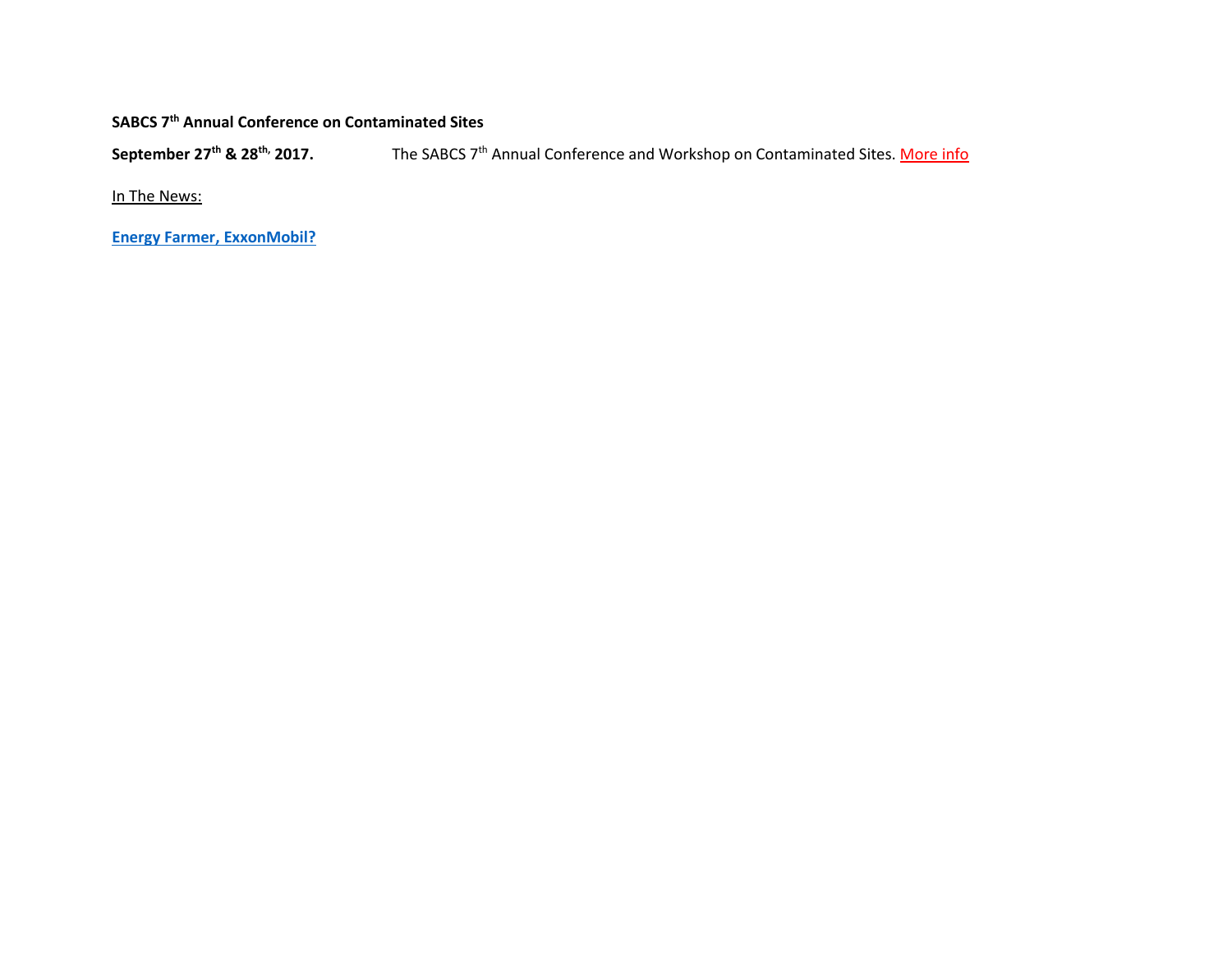**SABCS 7th Annual Conference on Contaminated Sites**

**September 27th & 28th, 2017.** The SABCS 7th Annual Conference and Workshop on Contaminated Sites. More info

In The News:

**Energy Farmer, ExxonMobil?**